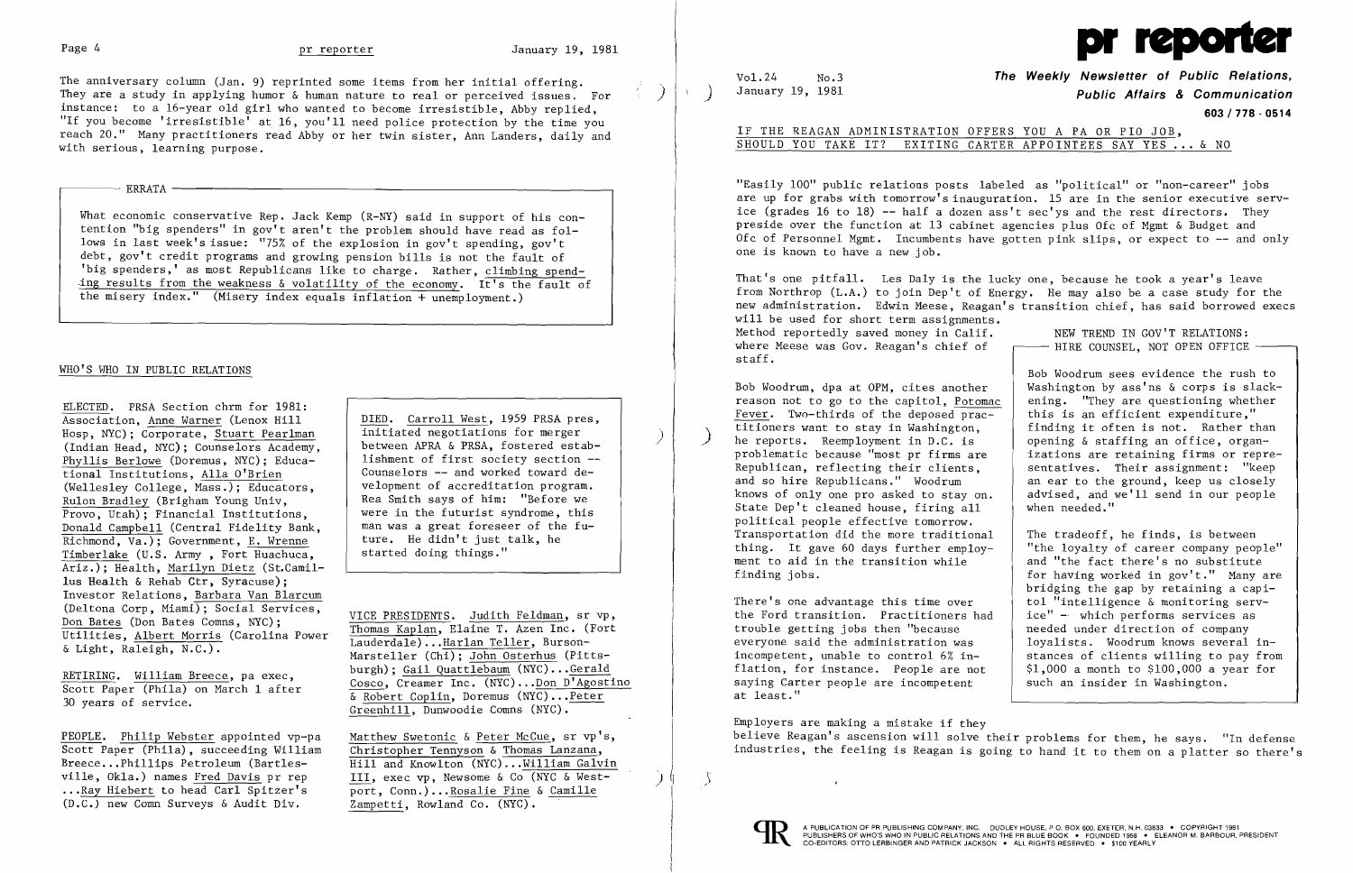The anniversary column (Jan. 9) reprinted some items from her initial offering. They are a study in applying humor & human nature to real or perceived issues. For instance: to a 16-year old girl who wanted to become irresistible, Abby replied, "If you become 'irresistible' at 16, you'll need police protection by the time you reach 20." Many practitioners read Abby or her twin sister, Ann Landers, daily and with serious, learning purpose.

**ERRATA**

What economic conservative Rep. Jack Kemp (R-NY) said in support of his contention "big spenders" in gov't aren't the problem should have read as follows in last week's issue: "75% of the explosion in gov't spending, gov't debt, gov't credit programs and growing pension bills is not the fault of 'big spenders,' as most Republicans like to charge. Rather, climbing spending results from the weakness & volatility of the economy. It's the fault of the misery index." (Misery index equals inflation + unemployment.)

## WHO'S WHO IN PUBLIC RELATIONS

ELECTED. PRSA Section chrm for 1981: Association, Anne Warner (Lenox Hill Hosp, NYC); Corporate, Stuart Pearlman (Indian Head, NYC); Counselors Academy, Phyllis Berlowe (Doremus, NYC); Educational Institutions, Alla O'Brien (Wellesley College, Mass.); Educators, Rulon Bradley (Brigham Young Univ, Provo, Utah); Financial Institutions, Donald Campbell (Central Fidelity Bank, Richmond, Va.); Government, E. Wrenne Timberlake (U.S. Army, Fort Huachuca, Ariz.); Health, Marilyn Dietz (St.Camillus Health & Rehab Ctr, Syracuse); Investor Relations, Barbara Van Blarcum (Deltona Corp, Miami); Social Services, Don Bates (Don Bates Comns, NYC); Utilities, Albert Morris (Carolina Power & Light, Raleigh, N.C.).

RETIRING. William Breece, pa exec, Scott Paper (Phila) on March 1 after 30 years of service.

PEOPLE. Philip Webster appointed vp-pa Scott Paper (Phila), succeeding William Breece...Phillips Petroleum (Bartlesville, Okla.) names Fred Davis pr rep ...Ray Hiebert to head Carl Spitzer's (D.C.) new Comn Surveys & Audit Div.

DIED. Carroll West, 1959 PRSA pres, initiated negotiations for merger between APRA & PRSA, fostered establishment of first society section -- Counselors -- and worked toward development of accreditation program. Rea Smith says of him: "Before we were in the futurist syndrome, this man was a great foreseer of the future. He didn't just talk, he started doing things."

VICE PRESIDENTS. Judith Feldman, sr vp, Thomas Kaplan, Elaine T. Azen Inc. (Fort Lauderdale)...Harlan Teller, Burson-Marsteller (Chi); John Osterhus (Pittsburgh); Gail Quattlebaum (NYC)...Gerald Cosco, Creamer Inc. (NYC)...Don D'Agostino & Robert Coplin, Doremus (NYC)...Peter Greenhill, Dunwoodie Comns (NYC).

Matthew Swetonic & Peter McCue, sr vp's, Christopher Tennyson & Thomas Lanzana, Hill and Knowlton (NYC)...William Galvin III, exec vp, Newsome & Co (NYC & Westport, Conn.)...Rosalie Fine & Camille Zampetti, Rowland Co. (NYC).

# pr reporter

Vol.24 No.3
January 19, 1981

**The Weekly Newsletter of Public Relations, Public Affairs & Communication**
603 / 778 - 0514

## IF THE REAGAN ADMINISTRATION OFFERS YOU A PA OR PIO JOB, SHOULD YOU TAKE IT? EXITING CARTER APPOINTEES SAY YES ... & NO

"Easily 100" public relations posts labeled as "political" or "non-career" jobs are up for grabs with tomorrow's inauguration. 15 are in the senior executive service (grades 16 to 18) -- half a dozen ass't sec'ys and the rest directors. They preside over the function at 13 cabinet agencies plus Ofc of Mgmt & Budget and Ofc of Personnel Mgmt. Incumbents have gotten pink slips, or expect to -- and only one is known to have a new job.

That's one pitfall. Les Daly is the lucky one, because he took a year's leave from Northrop (L.A.) to join Dep't of Energy. He may also be a case study for the new administration. Edwin Meese, Reagan's transition chief, has said borrowed execs will be used for short term assignments. Method reportedly saved money in Calif. where Meese was Gov. Reagan's chief of staff.

Bob Woodrum, dpa at OPM, cites another reason not to go to the capitol, Potomac Fever. Two-thirds of the deposed practitioners want to stay in Washington, he reports. Reemployment in D.C. is problematic because "most pr firms are Republican, reflecting their clients, and so hire Republicans." Woodrum knows of only one pro asked to stay on. State Dep't cleaned house, firing all political people effective tomorrow. Transportation did the more traditional thing. It gave 60 days further employment to aid in the transition while finding jobs.

There's one advantage this time over the Ford transition. Practitioners had trouble getting jobs then "because everyone said the administration was incompetent, unable to control 6% inflation, for instance. People are not saying Carter people are incompetent at least."

**NEW TREND IN GOV'T RELATIONS: HIRE COUNSEL, NOT OPEN OFFICE**

Bob Woodrum sees evidence the rush to Washington by ass'ns & corps is slackening. "They are questioning whether this is an efficient expenditure," finding it often is not. Rather than opening & staffing an office, organizations are retaining firms or representatives. Their assignment: "keep an ear to the ground, keep us closely advised, and we'll send in our people when needed."

The tradeoff, he finds, is between "the loyalty of career company people" and "the fact there's no substitute for having worked in gov't." Many are bridging the gap by retaining a capitol "intelligence & monitoring service" -- which performs services as needed under direction of company loyalists. Woodrum knows several instances of clients willing to pay from $1,000 a month to $100,000 a year for such an insider in Washington.

Employers are making a mistake if they believe Reagan's ascension will solve their problems for them, he says. "In defense industries, the feeling is Reagan is going to hand it to them on a platter so there's

A PUBLICATION OF PR PUBLISHING COMPANY, INC. DUDLEY HOUSE, P.O. BOX 600, EXETER, N.H. 03833 • COPYRIGHT 1981 PUBLISHERS OF WHO'S WHO IN PUBLIC RELATIONS AND THE PR BLUE BOOK • FOUNDED 1958 • ELEANOR M. BARBOUR, PRESIDENT CO-EDITORS: OTTO LERBINGER AND PATRICK JACKSON • ALL RIGHTS RESERVED • $100 YEARLY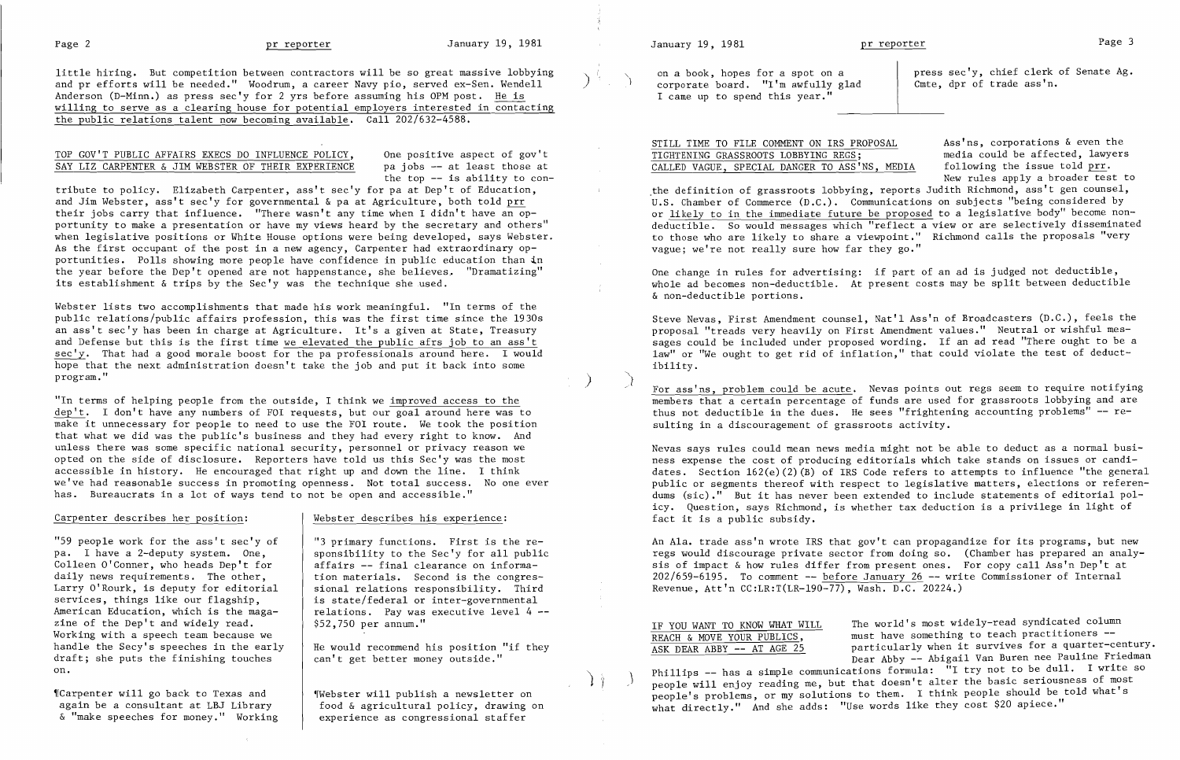little hiring. But competition between contractors will be so great massive lobbying and pr efforts will be needed." Woodrum, a career Navy pio, served ex-Sen. Wendell Anderson (D-Minn.) as press sec'y for 2 yrs before assuming his OPM post. He is willing to serve as a clearing house for potential employers interested in contacting the public relations talent now becoming available. Call 202/632-4588.

## TOP GOV'T PUBLIC AFFAIRS EXECS DO INFLUENCE POLICY, SAY LIZ CARPENTER & JIM WEBSTER OF THEIR EXPERIENCE

One positive aspect of gov't pa jobs -- at least those at the top -- is ability to contribute to policy. Elizabeth Carpenter, ass't sec'y for pa at Dep't of Education, and Jim Webster, ass't sec'y for governmental & pa at Agriculture, both told prr their jobs carry that influence. "There wasn't any time when I didn't have an opportunity to make a presentation or have my views heard by the secretary and others" when legislative positions or White House options were being developed, says Webster. As the first occupant of the post in a new agency, Carpenter had extraordinary opportunities. Polls showing more people have confidence in public education than in the year before the Dep't opened are not happenstance, she believes. "Dramatizing" its establishment & trips by the Sec'y was the technique she used.

Webster lists two accomplishments that made his work meaningful. "In terms of the public relations/public affairs profession, this was the first time since the 1930s an ass't sec'y has been in charge at Agriculture. It's a given at State, Treasury and Defense but this is the first time we elevated the public afrs job to an ass't sec'y. That had a good morale boost for the pa professionals around here. I would hope that the next administration doesn't take the job and put it back into some program."

"In terms of helping people from the outside, I think we improved access to the dep't. I don't have any numbers of FOI requests, but our goal around here was to make it unnecessary for people to need to use the FOI route. We took the position that what we did was the public's business and they had every right to know. And unless there was some specific national security, personnel or privacy reason we opted on the side of disclosure. Reporters have told us this Sec'y was the most accessible in history. He encouraged that right up and down the line. I think we've had reasonable success in promoting openness. Not total success. No one ever has. Bureaucrats in a lot of ways tend to not be open and accessible."

Carpenter describes her position:

"59 people work for the ass't sec'y of pa. I have a 2-deputy system. One, Colleen O'Conner, who heads Dep't for daily news requirements. The other, Larry O'Rourk, is deputy for editorial services, things like our flagship, American Education, which is the magazine of the Dep't and widely read. Working with a speech team because we handle the Secy's speeches in the early draft; she puts the finishing touches on.

¶Carpenter will go back to Texas and again be a consultant at LBJ Library & "make speeches for money." Working on a book, hopes for a spot on a corporate board. "I'm awfully glad I came up to spend this year."

Webster describes his experience:

"3 primary functions. First is the responsibility to the Sec'y for all public affairs -- final clearance on information materials. Second is the congressional relations responsibility. Third is state/federal or inter-governmental relations. Pay was executive level 4 -- $52,750 per annum."

He would recommend his position "if they can't get better money outside."

¶Webster will publish a newsletter on food & agricultural policy, drawing on experience as congressional staffer press sec'y, chief clerk of Senate Ag. Cmte, dpr of trade ass'n.

## STILL TIME TO FILE COMMENT ON IRS PROPOSAL TIGHTENING GRASSROOTS LOBBYING REGS; CALLED VAGUE, SPECIAL DANGER TO ASS'NS, MEDIA

Ass'ns, corporations & even the media could be affected, lawyers following the issue told prr. New rules apply a broader test to the definition of grassroots lobbying, reports Judith Richmond, ass't gen counsel, U.S. Chamber of Commerce (D.C.). Communications on subjects "being considered by or likely to in the immediate future be proposed to a legislative body" become nondeductible. So would messages which "reflect a view or are selectively disseminated to those who are likely to share a viewpoint." Richmond calls the proposals "very vague; we're not really sure how far they go."

One change in rules for advertising: if part of an ad is judged not deductible, whole ad becomes non-deductible. At present costs may be split between deductible & non-deductible portions.

Steve Nevas, First Amendment counsel, Nat'l Ass'n of Broadcasters (D.C.), feels the proposal "treads very heavily on First Amendment values." Neutral or wishful messages could be included under proposed wording. If an ad read "There ought to be a law" or "We ought to get rid of inflation," that could violate the test of deductibility.

For ass'ns, problem could be acute. Nevas points out regs seem to require notifying members that a certain percentage of funds are used for grassroots lobbying and are thus not deductible in the dues. He sees "frightening accounting problems" -- resulting in a discouragement of grassroots activity.

Nevas says rules could mean news media might not be able to deduct as a normal business expense the cost of producing editorials which take stands on issues or candidates. Section 162(e)(2)(B) of IRS Code refers to attempts to influence "the general public or segments thereof with respect to legislative matters, elections or referendums (sic)." But it has never been extended to include statements of editorial policy. Question, says Richmond, is whether tax deduction is a privilege in light of fact it is a public subsidy.

An Ala. trade ass'n wrote IRS that gov't can propagandize for its programs, but new regs would discourage private sector from doing so. (Chamber has prepared an analysis of impact & how rules differ from present ones. For copy call Ass'n Dep't at 202/659-6195. To comment -- before January 26 -- write Commissioner of Internal Revenue, Att'n CC:LR:T(LR-190-77), Wash. D.C. 20224.)

## IF YOU WANT TO KNOW WHAT WILL REACH & MOVE YOUR PUBLICS, ASK DEAR ABBY -- AT AGE 25

The world's most widely-read syndicated column must have something to teach practitioners -- particularly when it survives for a quarter-century. Dear Abby -- Abigail Van Buren nee Pauline Friedman Phillips -- has a simple communications formula: "I try not to be dull. I write so people will enjoy reading me, but that doesn't alter the basic seriousness of most people's problems, or my solutions to them. I think people should be told what's what directly." And she adds: "Use words like they cost $20 apiece."